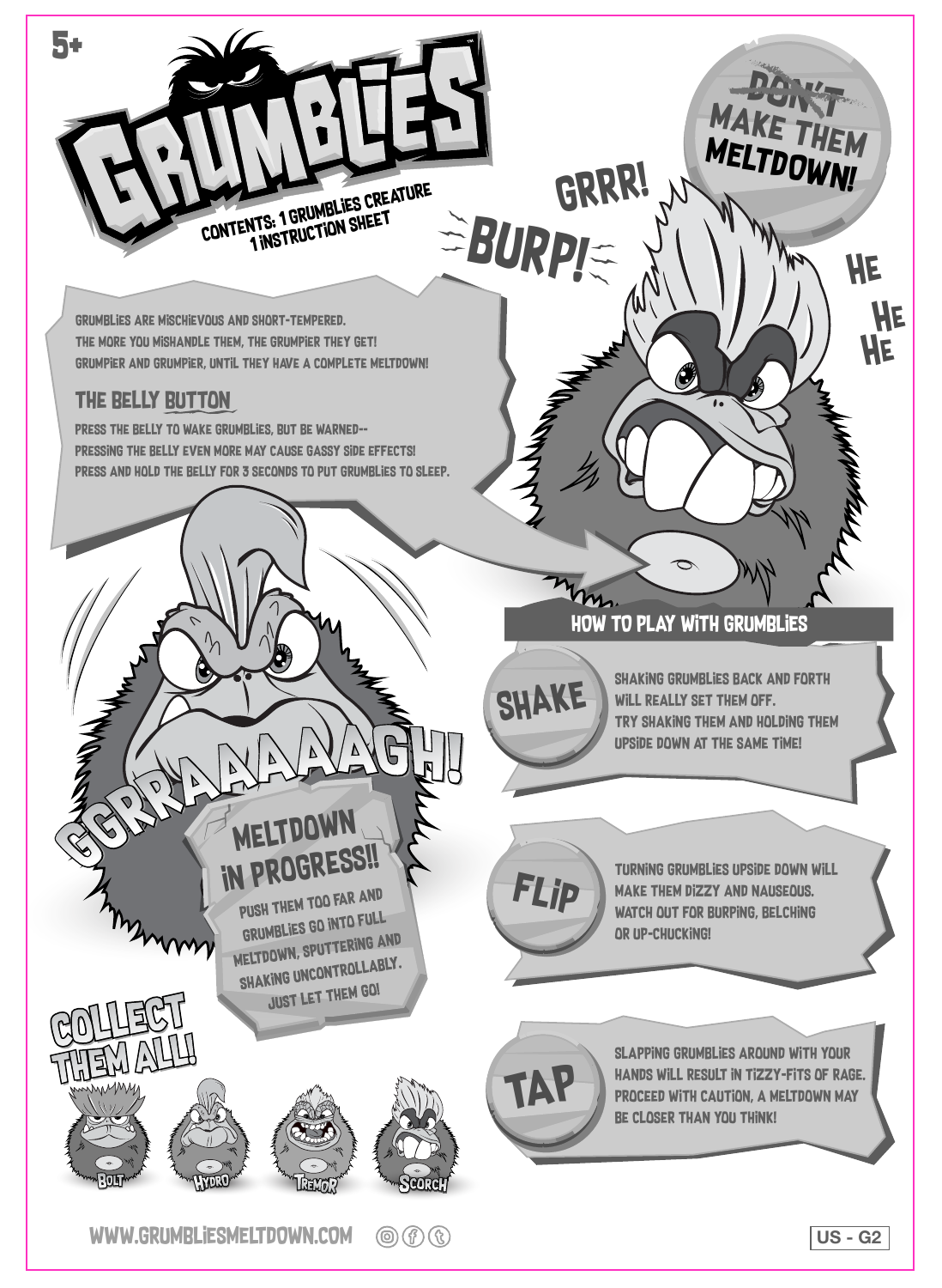5+

# GRUMBLIES

CONTENTS: 1 GRUMBLIES CREATURE
1 INSTRUCTION SHEET

~~DON'T~~ MAKE THEM MELTDOWN!

GRRR!

BURP!

HE HE HE

GRUMBLIES ARE MISCHIEVOUS AND SHORT-TEMPERED.
THE MORE YOU MISHANDLE THEM, THE GRUMPIER THEY GET!
GRUMPIER AND GRUMPIER, UNTIL THEY HAVE A COMPLETE MELTDOWN!

## THE BELLY BUTTON

PRESS THE BELLY TO WAKE GRUMBLIES, BUT BE WARNED--
PRESSING THE BELLY EVEN MORE MAY CAUSE GASSY SIDE EFFECTS!
PRESS AND HOLD THE BELLY FOR 3 SECONDS TO PUT GRUMBLIES TO SLEEP.

GGRRAAAAAAGH!

## MELTDOWN IN PROGRESS!!

PUSH THEM TOO FAR AND GRUMBLIES GO INTO FULL MELTDOWN, SPUTTERING AND SHAKING UNCONTROLLABLY. JUST LET THEM GO!

## HOW TO PLAY WITH GRUMBLIES

### SHAKE

SHAKING GRUMBLIES BACK AND FORTH WILL REALLY SET THEM OFF.
TRY SHAKING THEM AND HOLDING THEM UPSIDE DOWN AT THE SAME TIME!

### FLIP

TURNING GRUMBLIES UPSIDE DOWN WILL MAKE THEM DIZZY AND NAUSEOUS.
WATCH OUT FOR BURPING, BELCHING OR UP-CHUCKING!

### TAP

SLAPPING GRUMBLIES AROUND WITH YOUR HANDS WILL RESULT IN TIZZY-FITS OF RAGE.
PROCEED WITH CAUTION, A MELTDOWN MAY BE CLOSER THAN YOU THINK!

## COLLECT THEM ALL!

BOLT | HYDRO | TREMOR | SCORCH

WWW.GRUMBLIESMELTDOWN.COM

US - G2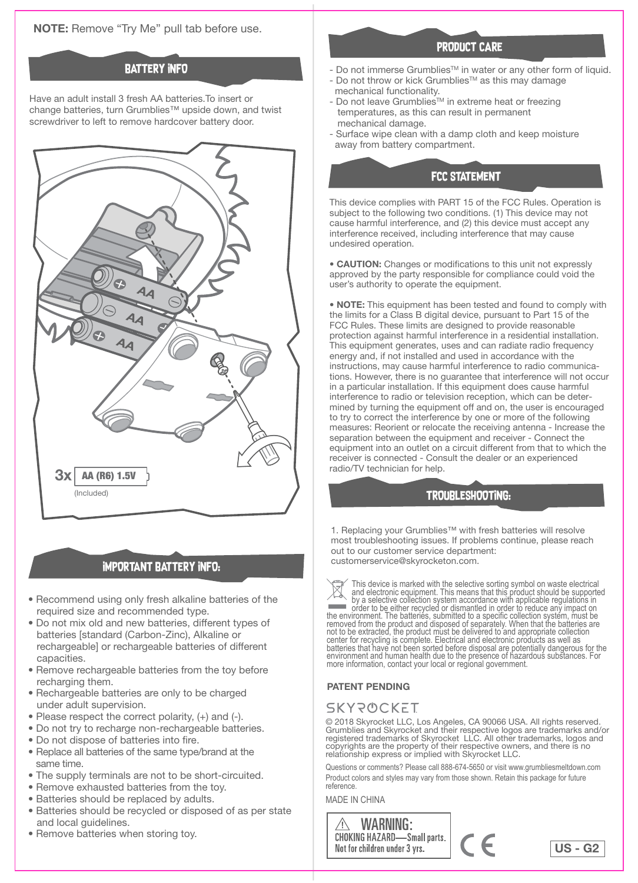**NOTE:** Remove "Try Me" pull tab before use.

## BATTERY INFO

Have an adult install 3 fresh AA batteries.To insert or change batteries, turn Grumblies™ upside down, and twist screwdriver to left to remove hardcover battery door.

AA
AA
AA

3x AA (R6) 1.5V
(Included)

## IMPORTANT BATTERY INFO:

- Recommend using only fresh alkaline batteries of the required size and recommended type.
- Do not mix old and new batteries, different types of batteries [standard (Carbon-Zinc), Alkaline or rechargeable] or rechargeable batteries of different capacities.
- Remove rechargeable batteries from the toy before recharging them.
- Rechargeable batteries are only to be charged under adult supervision.
- Please respect the correct polarity, (+) and (-).
- Do not try to recharge non-rechargeable batteries.
- Do not dispose of batteries into fire.
- Replace all batteries of the same type/brand at the same time.
- The supply terminals are not to be short-circuited.
- Remove exhausted batteries from the toy.
- Batteries should be replaced by adults.
- Batteries should be recycled or disposed of as per state and local guidelines.
- Remove batteries when storing toy.

## PRODUCT CARE

- Do not immerse Grumblies™ in water or any other form of liquid.
- Do not throw or kick Grumblies™ as this may damage mechanical functionality.
- Do not leave Grumblies™ in extreme heat or freezing temperatures, as this can result in permanent mechanical damage.
- Surface wipe clean with a damp cloth and keep moisture away from battery compartment.

## FCC STATEMENT

This device complies with PART 15 of the FCC Rules. Operation is subject to the following two conditions. (1) This device may not cause harmful interference, and (2) this device must accept any interference received, including interference that may cause undesired operation.

• **CAUTION:** Changes or modifications to this unit not expressly approved by the party responsible for compliance could void the user's authority to operate the equipment.

• **NOTE:** This equipment has been tested and found to comply with the limits for a Class B digital device, pursuant to Part 15 of the FCC Rules. These limits are designed to provide reasonable protection against harmful interference in a residential installation. This equipment generates, uses and can radiate radio frequency energy and, if not installed and used in accordance with the instructions, may cause harmful interference to radio communications. However, there is no guarantee that interference will not occur in a particular installation. If this equipment does cause harmful interference to radio or television reception, which can be determined by turning the equipment off and on, the user is encouraged to try to correct the interference by one or more of the following measures: Reorient or relocate the receiving antenna - Increase the separation between the equipment and receiver - Connect the equipment into an outlet on a circuit different from that to which the receiver is connected - Consult the dealer or an experienced radio/TV technician for help.

## TROUBLESHOOTING:

1. Replacing your Grumblies™ with fresh batteries will resolve most troubleshooting issues. If problems continue, please reach out to our customer service department: customerservice@skyrocketon.com.

This device is marked with the selective sorting symbol on waste electrical and electronic equipment. This means that this product should be supported by a selective collection system accordance with applicable regulations in order to be either recycled or dismantled in order to reduce any impact on the environment. The batteries, submitted to a specific collection system, must be removed from the product and disposed of separately. When that the batteries are not to be extracted, the product must be delivered to and appropriate collection center for recycling is complete. Electrical and electronic products as well as batteries that have not been sorted before disposal are potentially dangerous for the environment and human health due to the presence of hazardous substances. For more information, contact your local or regional government.

**PATENT PENDING**

SKYROCKET

© 2018 Skyrocket LLC, Los Angeles, CA 90066 USA. All rights reserved. Grumblies and Skyrocket and their respective logos are trademarks and/or registered trademarks of Skyrocket LLC. All other trademarks, logos and copyrights are the property of their respective owners, and there is no relationship express or implied with Skyrocket LLC.

Questions or comments? Please call 888-674-5650 or visit www.grumbliesmeltdown.com

Product colors and styles may vary from those shown. Retain this package for future reference.

MADE IN CHINA

⚠ **WARNING:**
CHOKING HAZARD—Small parts.
Not for children under 3 yrs.

CE

US - G2